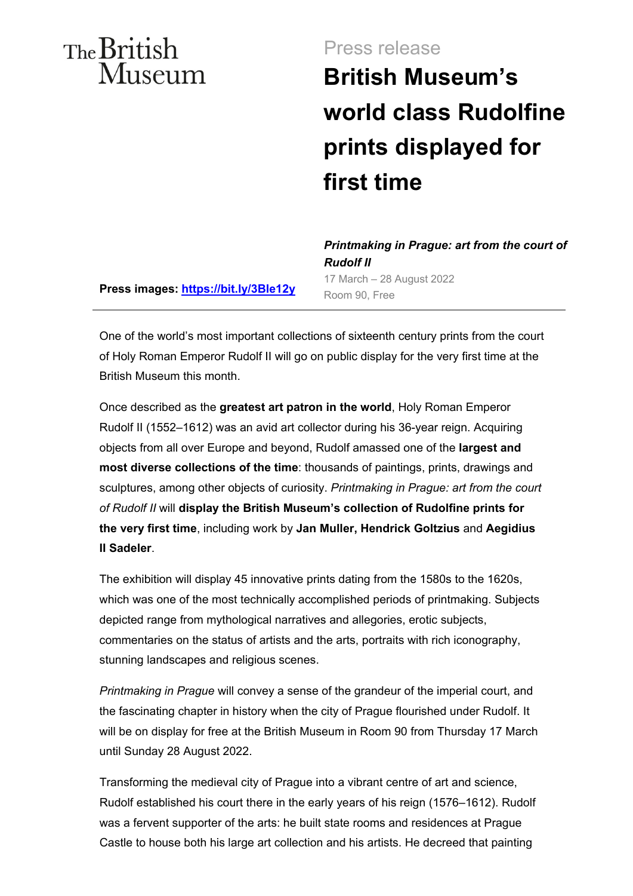The British Museum

Press release

# British Museum's world class Rudolfine prints displayed for first time

***Printmaking in Prague: art from the court of Rudolf II***

17 March – 28 August 2022

Room 90, Free

**Press images: [https://bit.ly/3Ble12y](https://bit.ly/3Ble12y)**

---

One of the world's most important collections of sixteenth century prints from the court of Holy Roman Emperor Rudolf II will go on public display for the very first time at the British Museum this month.

Once described as the **greatest art patron in the world**, Holy Roman Emperor Rudolf II (1552–1612) was an avid art collector during his 36-year reign. Acquiring objects from all over Europe and beyond, Rudolf amassed one of the **largest and most diverse collections of the time**: thousands of paintings, prints, drawings and sculptures, among other objects of curiosity. *Printmaking in Prague: art from the court of Rudolf II* will **display the British Museum's collection of Rudolfine prints for the very first time**, including work by **Jan Muller, Hendrick Goltzius** and **Aegidius II Sadeler**.

The exhibition will display 45 innovative prints dating from the 1580s to the 1620s, which was one of the most technically accomplished periods of printmaking. Subjects depicted range from mythological narratives and allegories, erotic subjects, commentaries on the status of artists and the arts, portraits with rich iconography, stunning landscapes and religious scenes.

*Printmaking in Prague* will convey a sense of the grandeur of the imperial court, and the fascinating chapter in history when the city of Prague flourished under Rudolf. It will be on display for free at the British Museum in Room 90 from Thursday 17 March until Sunday 28 August 2022.

Transforming the medieval city of Prague into a vibrant centre of art and science, Rudolf established his court there in the early years of his reign (1576–1612). Rudolf was a fervent supporter of the arts: he built state rooms and residences at Prague Castle to house both his large art collection and his artists. He decreed that painting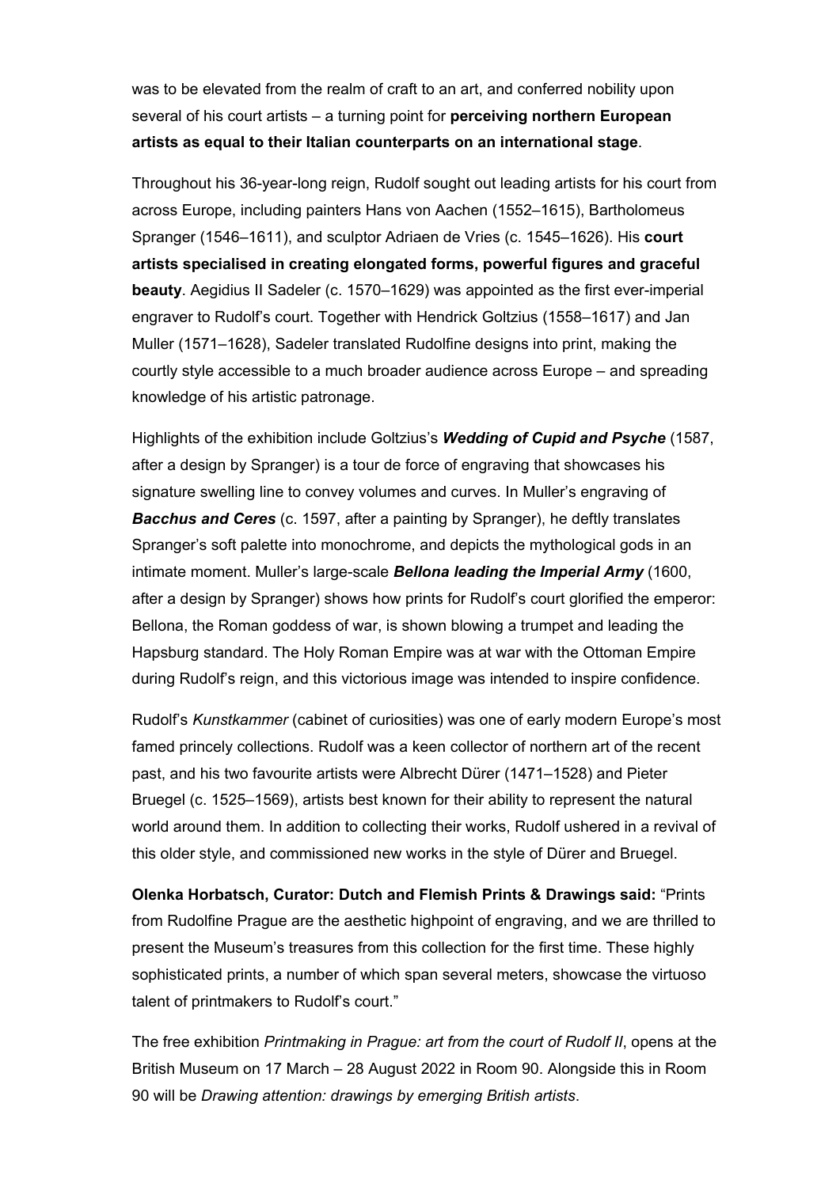was to be elevated from the realm of craft to an art, and conferred nobility upon several of his court artists – a turning point for **perceiving northern European artists as equal to their Italian counterparts on an international stage**.

Throughout his 36-year-long reign, Rudolf sought out leading artists for his court from across Europe, including painters Hans von Aachen (1552–1615), Bartholomeus Spranger (1546–1611), and sculptor Adriaen de Vries (c. 1545–1626). His **court artists specialised in creating elongated forms, powerful figures and graceful beauty**. Aegidius II Sadeler (c. 1570–1629) was appointed as the first ever-imperial engraver to Rudolf's court. Together with Hendrick Goltzius (1558–1617) and Jan Muller (1571–1628), Sadeler translated Rudolfine designs into print, making the courtly style accessible to a much broader audience across Europe – and spreading knowledge of his artistic patronage.

Highlights of the exhibition include Goltzius's ***Wedding of Cupid and Psyche*** (1587, after a design by Spranger) is a tour de force of engraving that showcases his signature swelling line to convey volumes and curves. In Muller's engraving of ***Bacchus and Ceres*** (c. 1597, after a painting by Spranger), he deftly translates Spranger's soft palette into monochrome, and depicts the mythological gods in an intimate moment. Muller's large-scale ***Bellona leading the Imperial Army*** (1600, after a design by Spranger) shows how prints for Rudolf's court glorified the emperor: Bellona, the Roman goddess of war, is shown blowing a trumpet and leading the Hapsburg standard. The Holy Roman Empire was at war with the Ottoman Empire during Rudolf's reign, and this victorious image was intended to inspire confidence.

Rudolf's *Kunstkammer* (cabinet of curiosities) was one of early modern Europe's most famed princely collections. Rudolf was a keen collector of northern art of the recent past, and his two favourite artists were Albrecht Dürer (1471–1528) and Pieter Bruegel (c. 1525–1569), artists best known for their ability to represent the natural world around them. In addition to collecting their works, Rudolf ushered in a revival of this older style, and commissioned new works in the style of Dürer and Bruegel.

**Olenka Horbatsch, Curator: Dutch and Flemish Prints & Drawings said:** "Prints from Rudolfine Prague are the aesthetic highpoint of engraving, and we are thrilled to present the Museum's treasures from this collection for the first time. These highly sophisticated prints, a number of which span several meters, showcase the virtuoso talent of printmakers to Rudolf's court."

The free exhibition *Printmaking in Prague: art from the court of Rudolf II*, opens at the British Museum on 17 March – 28 August 2022 in Room 90. Alongside this in Room 90 will be *Drawing attention: drawings by emerging British artists*.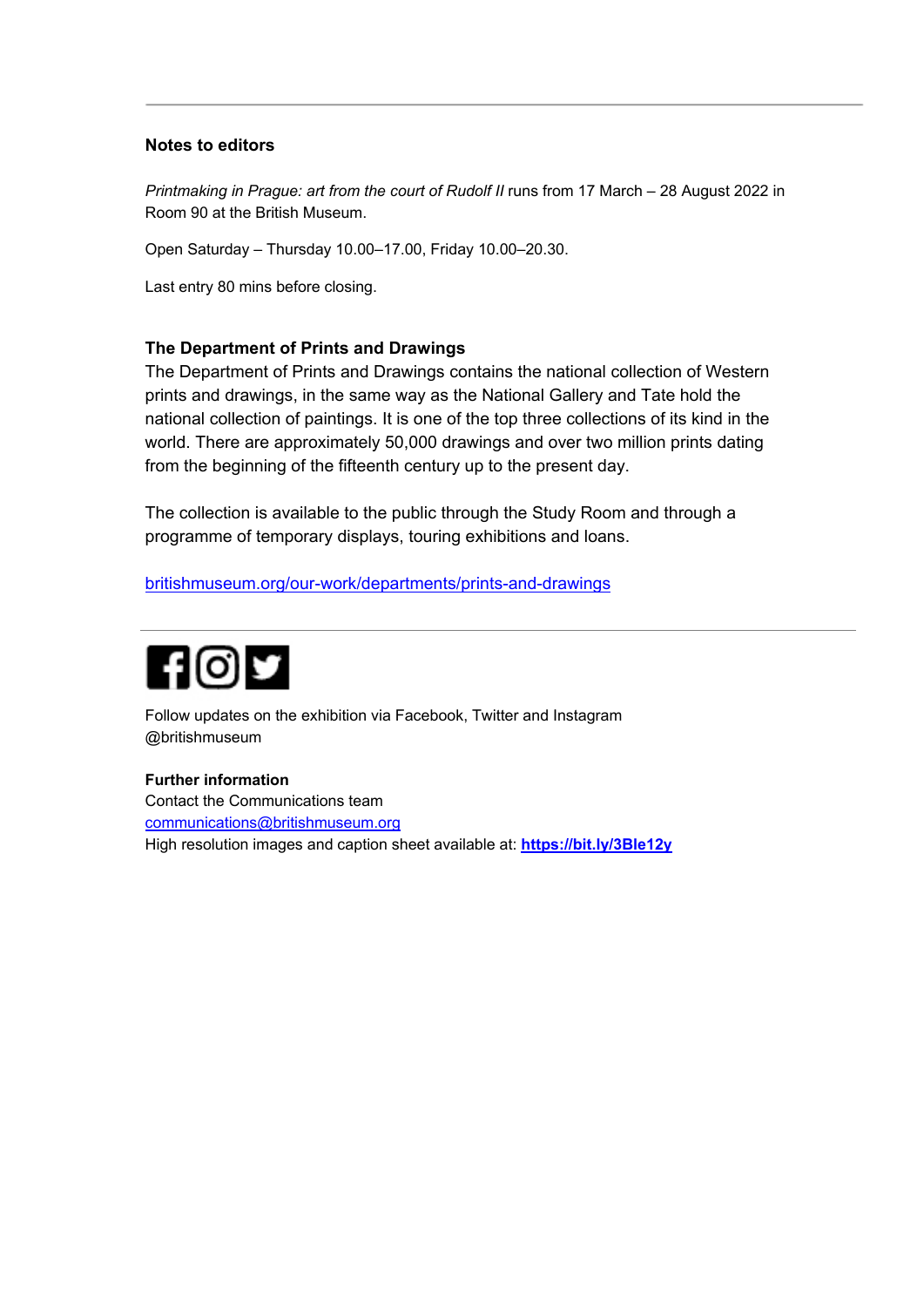**Notes to editors**

*Printmaking in Prague: art from the court of Rudolf II* runs from 17 March – 28 August 2022 in Room 90 at the British Museum.

Open Saturday – Thursday 10.00–17.00, Friday 10.00–20.30.

Last entry 80 mins before closing.

**The Department of Prints and Drawings**

The Department of Prints and Drawings contains the national collection of Western prints and drawings, in the same way as the National Gallery and Tate hold the national collection of paintings. It is one of the top three collections of its kind in the world. There are approximately 50,000 drawings and over two million prints dating from the beginning of the fifteenth century up to the present day.

The collection is available to the public through the Study Room and through a programme of temporary displays, touring exhibitions and loans.

[britishmuseum.org/our-work/departments/prints-and-drawings](https://britishmuseum.org/our-work/departments/prints-and-drawings)

---

Follow updates on the exhibition via Facebook, Twitter and Instagram @britishmuseum

**Further information**

Contact the Communications team
[communications@britishmuseum.org](mailto:communications@britishmuseum.org)
High resolution images and caption sheet available at: **[https://bit.ly/3Ble12y](https://bit.ly/3Ble12y)**